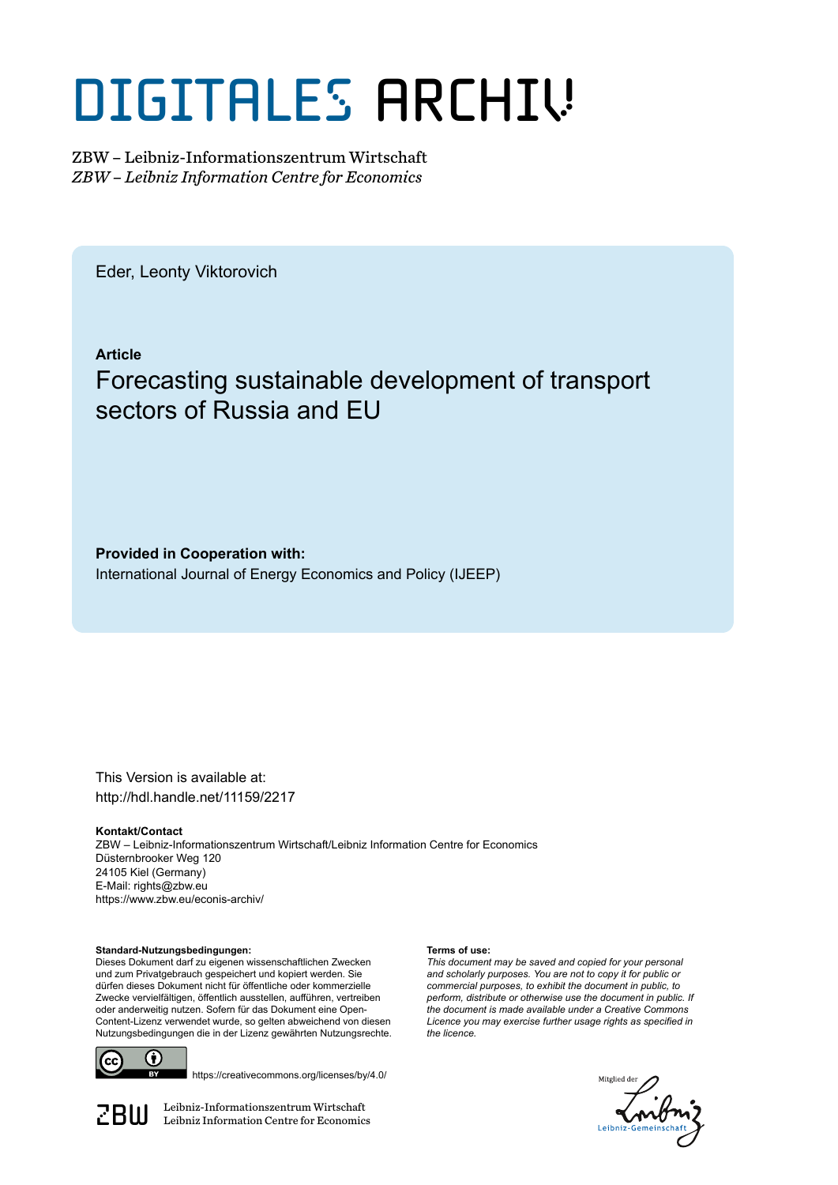# DIGITALES ARCHIV

ZBW – Leibniz-Informationszentrum Wirtschaft
*ZBW – Leibniz Information Centre for Economics*

Eder, Leonty Viktorovich

**Article**

## Forecasting sustainable development of transport sectors of Russia and EU

**Provided in Cooperation with:**
International Journal of Energy Economics and Policy (IJEEP)

This Version is available at:
http://hdl.handle.net/11159/2217

**Kontakt/Contact**
ZBW – Leibniz-Informationszentrum Wirtschaft/Leibniz Information Centre for Economics
Düsternbrooker Weg 120
24105 Kiel (Germany)
E-Mail: rights@zbw.eu
https://www.zbw.eu/econis-archiv/

**Standard-Nutzungsbedingungen:**
Dieses Dokument darf zu eigenen wissenschaftlichen Zwecken und zum Privatgebrauch gespeichert und kopiert werden. Sie dürfen dieses Dokument nicht für öffentliche oder kommerzielle Zwecke vervielfältigen, öffentlich ausstellen, aufführen, vertreiben oder anderweitig nutzen. Sofern für das Dokument eine Open-Content-Lizenz verwendet wurde, so gelten abweichend von diesen Nutzungsbedingungen die in der Lizenz gewährten Nutzungsrechte.

**Terms of use:**
*This document may be saved and copied for your personal and scholarly purposes. You are not to copy it for public or commercial purposes, to exhibit the document in public, to perform, distribute or otherwise use the document in public. If the document is made available under a Creative Commons Licence you may exercise further usage rights as specified in the licence.*

https://creativecommons.org/licenses/by/4.0/

ZBW Leibniz-Informationszentrum Wirtschaft
Leibniz Information Centre for Economics

Mitglied der Leibniz-Gemeinschaft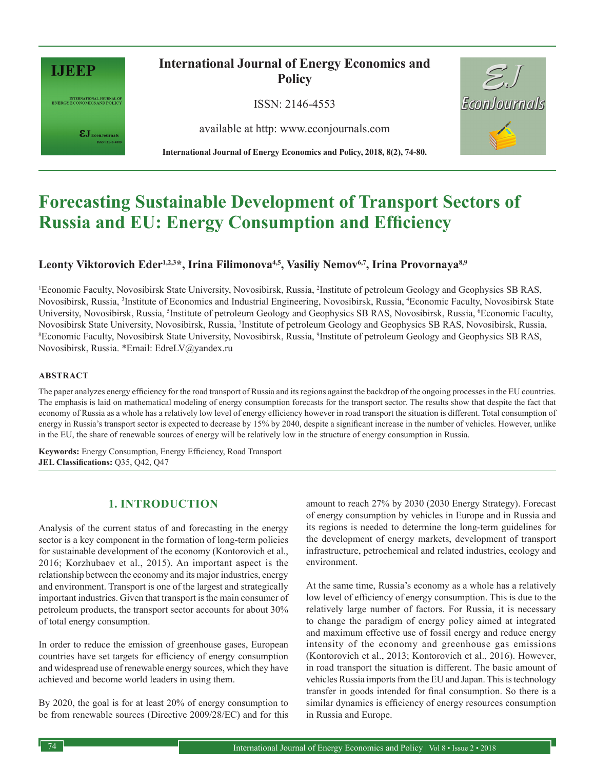# Forecasting Sustainable Development of Transport Sectors of Russia and EU: Energy Consumption and Efficiency

**Leonty Viktorovich Eder[1,2,3]*, Irina Filimonova[4,5], Vasiliy Nemov[6,7], Irina Provornaya[8,9]**

[1]Economic Faculty, Novosibirsk State University, Novosibirsk, Russia, [2]Institute of petroleum Geology and Geophysics SB RAS, Novosibirsk, Russia, [3]Institute of Economics and Industrial Engineering, Novosibirsk, Russia, [4]Economic Faculty, Novosibirsk State University, Novosibirsk, Russia, [5]Institute of petroleum Geology and Geophysics SB RAS, Novosibirsk, Russia, [6]Economic Faculty, Novosibirsk State University, Novosibirsk, Russia, [7]Institute of petroleum Geology and Geophysics SB RAS, Novosibirsk, Russia, [8]Economic Faculty, Novosibirsk State University, Novosibirsk, Russia, [9]Institute of petroleum Geology and Geophysics SB RAS, Novosibirsk, Russia. *Email: EdreLV@yandex.ru

#### ABSTRACT

The paper analyzes energy efficiency for the road transport of Russia and its regions against the backdrop of the ongoing processes in the EU countries. The emphasis is laid on mathematical modeling of energy consumption forecasts for the transport sector. The results show that despite the fact that economy of Russia as a whole has a relatively low level of energy efficiency however in road transport the situation is different. Total consumption of energy in Russia's transport sector is expected to decrease by 15% by 2040, despite a significant increase in the number of vehicles. However, unlike in the EU, the share of renewable sources of energy will be relatively low in the structure of energy consumption in Russia.

**Keywords:** Energy Consumption, Energy Efficiency, Road Transport
**JEL Classifications:** Q35, Q42, Q47

## 1. INTRODUCTION

Analysis of the current status of and forecasting in the energy sector is a key component in the formation of long-term policies for sustainable development of the economy (Kontorovich et al., 2016; Korzhubaev et al., 2015). An important aspect is the relationship between the economy and its major industries, energy and environment. Transport is one of the largest and strategically important industries. Given that transport is the main consumer of petroleum products, the transport sector accounts for about 30% of total energy consumption.

In order to reduce the emission of greenhouse gases, European countries have set targets for efficiency of energy consumption and widespread use of renewable energy sources, which they have achieved and become world leaders in using them.

By 2020, the goal is for at least 20% of energy consumption to be from renewable sources (Directive 2009/28/EC) and for this amount to reach 27% by 2030 (2030 Energy Strategy). Forecast of energy consumption by vehicles in Europe and in Russia and its regions is needed to determine the long-term guidelines for the development of energy markets, development of transport infrastructure, petrochemical and related industries, ecology and environment.

At the same time, Russia's economy as a whole has a relatively low level of efficiency of energy consumption. This is due to the relatively large number of factors. For Russia, it is necessary to change the paradigm of energy policy aimed at integrated and maximum effective use of fossil energy and reduce energy intensity of the economy and greenhouse gas emissions (Kontorovich et al., 2013; Kontorovich et al., 2016). However, in road transport the situation is different. The basic amount of vehicles Russia imports from the EU and Japan. This is technology transfer in goods intended for final consumption. So there is a similar dynamics is efficiency of energy resources consumption in Russia and Europe.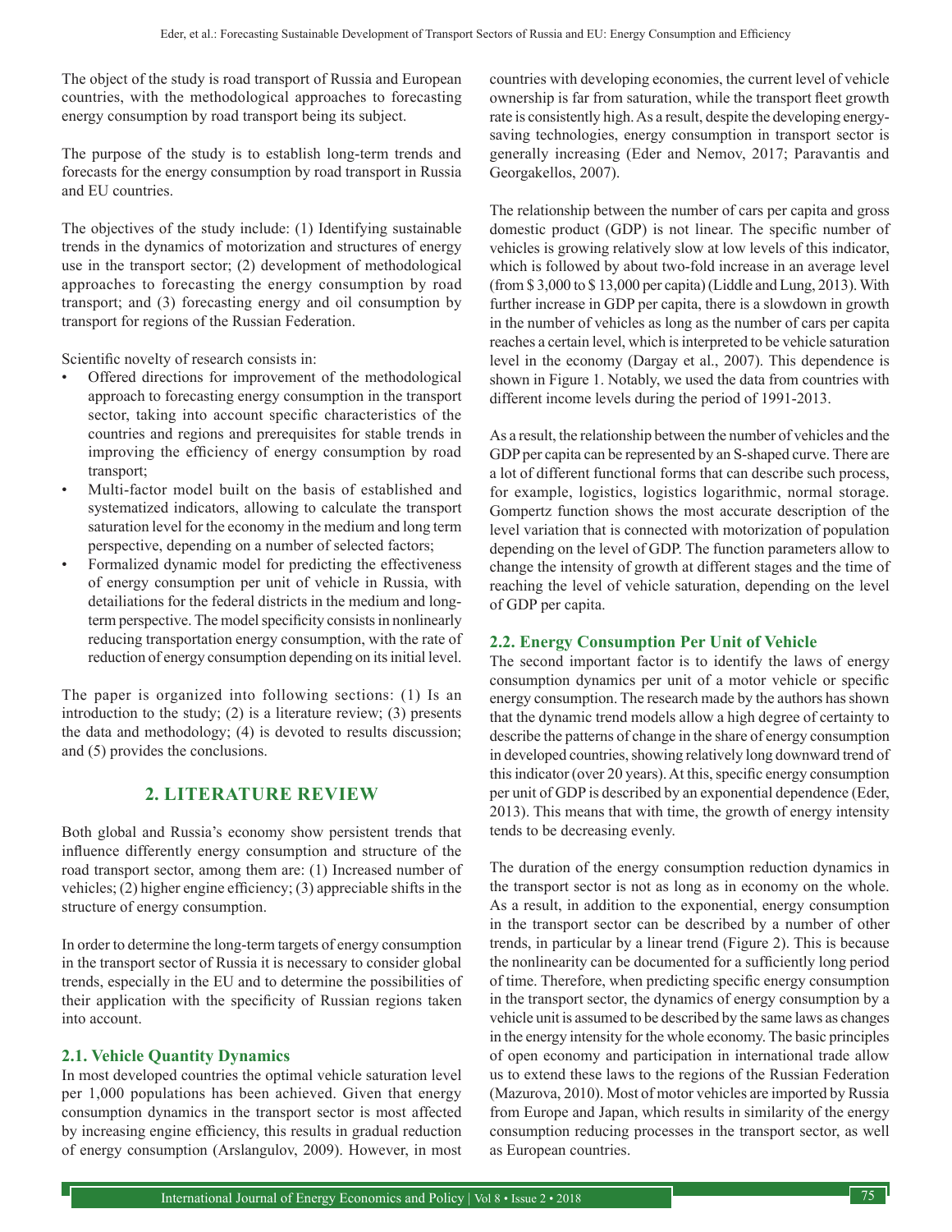The object of the study is road transport of Russia and European countries, with the methodological approaches to forecasting energy consumption by road transport being its subject.

The purpose of the study is to establish long-term trends and forecasts for the energy consumption by road transport in Russia and EU countries.

The objectives of the study include: (1) Identifying sustainable trends in the dynamics of motorization and structures of energy use in the transport sector; (2) development of methodological approaches to forecasting the energy consumption by road transport; and (3) forecasting energy and oil consumption by transport for regions of the Russian Federation.

Scientific novelty of research consists in:

- Offered directions for improvement of the methodological approach to forecasting energy consumption in the transport sector, taking into account specific characteristics of the countries and regions and prerequisites for stable trends in improving the efficiency of energy consumption by road transport;
- Multi-factor model built on the basis of established and systematized indicators, allowing to calculate the transport saturation level for the economy in the medium and long term perspective, depending on a number of selected factors;
- Formalized dynamic model for predicting the effectiveness of energy consumption per unit of vehicle in Russia, with detailiations for the federal districts in the medium and long-term perspective. The model specificity consists in nonlinearly reducing transportation energy consumption, with the rate of reduction of energy consumption depending on its initial level.

The paper is organized into following sections: (1) Is an introduction to the study; (2) is a literature review; (3) presents the data and methodology; (4) is devoted to results discussion; and (5) provides the conclusions.

## 2. LITERATURE REVIEW

Both global and Russia's economy show persistent trends that influence differently energy consumption and structure of the road transport sector, among them are: (1) Increased number of vehicles; (2) higher engine efficiency; (3) appreciable shifts in the structure of energy consumption.

In order to determine the long-term targets of energy consumption in the transport sector of Russia it is necessary to consider global trends, especially in the EU and to determine the possibilities of their application with the specificity of Russian regions taken into account.

### 2.1. Vehicle Quantity Dynamics

In most developed countries the optimal vehicle saturation level per 1,000 populations has been achieved. Given that energy consumption dynamics in the transport sector is most affected by increasing engine efficiency, this results in gradual reduction of energy consumption (Arslangulov, 2009). However, in most countries with developing economies, the current level of vehicle ownership is far from saturation, while the transport fleet growth rate is consistently high. As a result, despite the developing energy-saving technologies, energy consumption in transport sector is generally increasing (Eder and Nemov, 2017; Paravantis and Georgakellos, 2007).

The relationship between the number of cars per capita and gross domestic product (GDP) is not linear. The specific number of vehicles is growing relatively slow at low levels of this indicator, which is followed by about two-fold increase in an average level (from $ 3,000 to $ 13,000 per capita) (Liddle and Lung, 2013). With further increase in GDP per capita, there is a slowdown in growth in the number of vehicles as long as the number of cars per capita reaches a certain level, which is interpreted to be vehicle saturation level in the economy (Dargay et al., 2007). This dependence is shown in Figure 1. Notably, we used the data from countries with different income levels during the period of 1991-2013.

As a result, the relationship between the number of vehicles and the GDP per capita can be represented by an S-shaped curve. There are a lot of different functional forms that can describe such process, for example, logistics, logistics logarithmic, normal storage. Gompertz function shows the most accurate description of the level variation that is connected with motorization of population depending on the level of GDP. The function parameters allow to change the intensity of growth at different stages and the time of reaching the level of vehicle saturation, depending on the level of GDP per capita.

### 2.2. Energy Consumption Per Unit of Vehicle

The second important factor is to identify the laws of energy consumption dynamics per unit of a motor vehicle or specific energy consumption. The research made by the authors has shown that the dynamic trend models allow a high degree of certainty to describe the patterns of change in the share of energy consumption in developed countries, showing relatively long downward trend of this indicator (over 20 years). At this, specific energy consumption per unit of GDP is described by an exponential dependence (Eder, 2013). This means that with time, the growth of energy intensity tends to be decreasing evenly.

The duration of the energy consumption reduction dynamics in the transport sector is not as long as in economy on the whole. As a result, in addition to the exponential, energy consumption in the transport sector can be described by a number of other trends, in particular by a linear trend (Figure 2). This is because the nonlinearity can be documented for a sufficiently long period of time. Therefore, when predicting specific energy consumption in the transport sector, the dynamics of energy consumption by a vehicle unit is assumed to be described by the same laws as changes in the energy intensity for the whole economy. The basic principles of open economy and participation in international trade allow us to extend these laws to the regions of the Russian Federation (Mazurova, 2010). Most of motor vehicles are imported by Russia from Europe and Japan, which results in similarity of the energy consumption reducing processes in the transport sector, as well as European countries.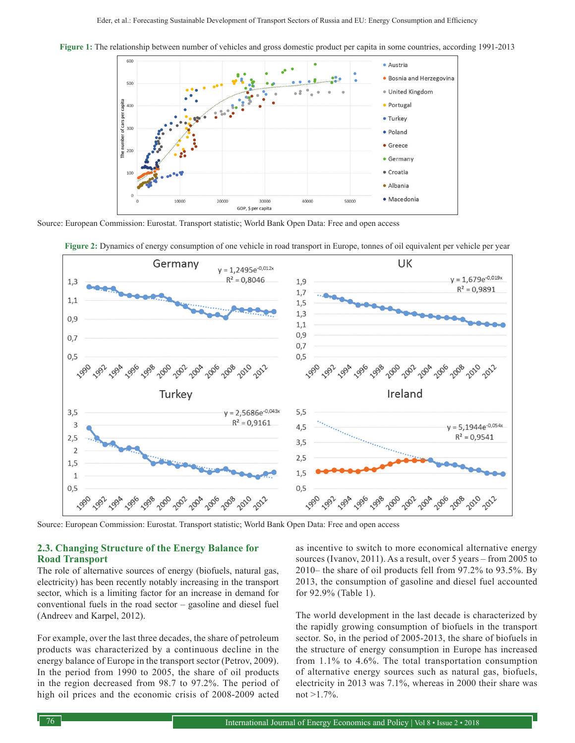**Figure 1:** The relationship between number of vehicles and gross domestic product per capita in some countries, according 1991-2013

Source: European Commission: Eurostat. Transport statistic; World Bank Open Data: Free and open access

**Figure 2:** Dynamics of energy consumption of one vehicle in road transport in Europe, tonnes of oil equivalent per vehicle per year

Source: European Commission: Eurostat. Transport statistic; World Bank Open Data: Free and open access

### 2.3. Changing Structure of the Energy Balance for Road Transport

The role of alternative sources of energy (biofuels, natural gas, electricity) has been recently notably increasing in the transport sector, which is a limiting factor for an increase in demand for conventional fuels in the road sector – gasoline and diesel fuel (Andreev and Karpel, 2012).

For example, over the last three decades, the share of petroleum products was characterized by a continuous decline in the energy balance of Europe in the transport sector (Petrov, 2009). In the period from 1990 to 2005, the share of oil products in the region decreased from 98.7 to 97.2%. The period of high oil prices and the economic crisis of 2008-2009 acted as incentive to switch to more economical alternative energy sources (Ivanov, 2011). As a result, over 5 years – from 2005 to 2010– the share of oil products fell from 97.2% to 93.5%. By 2013, the consumption of gasoline and diesel fuel accounted for 92.9% (Table 1).

The world development in the last decade is characterized by the rapidly growing consumption of biofuels in the transport sector. So, in the period of 2005-2013, the share of biofuels in the structure of energy consumption in Europe has increased from 1.1% to 4.6%. The total transportation consumption of alternative energy sources such as natural gas, biofuels, electricity in 2013 was 7.1%, whereas in 2000 their share was not >1.7%.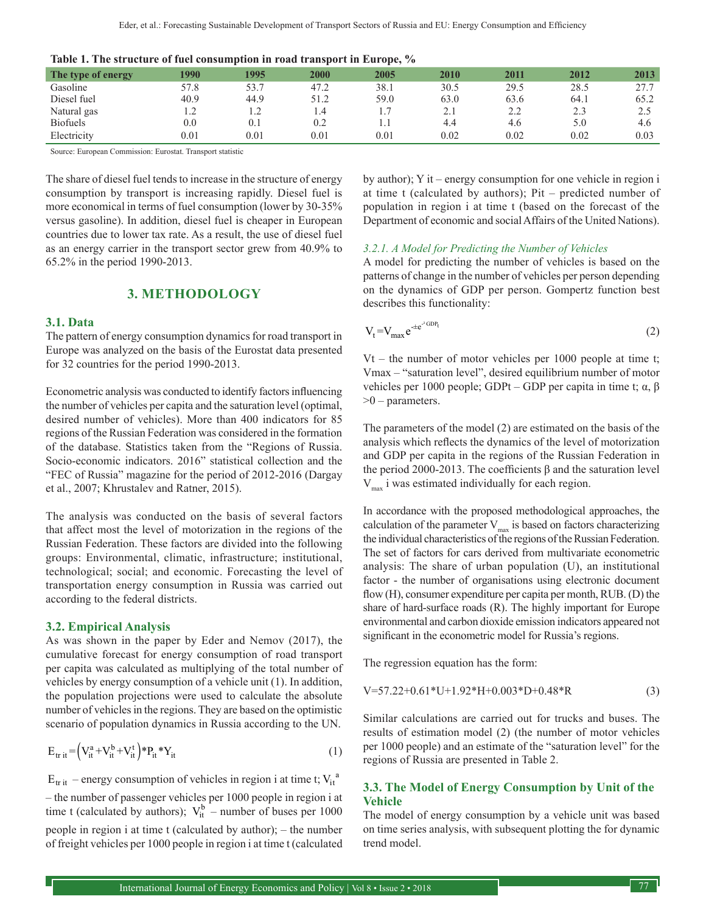**Table 1. The structure of fuel consumption in road transport in Europe, %**

| The type of energy | 1990 | 1995 | 2000 | 2005 | 2010 | 2011 | 2012 | 2013 |
|---|---|---|---|---|---|---|---|---|
| Gasoline | 57.8 | 53.7 | 47.2 | 38.1 | 30.5 | 29.5 | 28.5 | 27.7 |
| Diesel fuel | 40.9 | 44.9 | 51.2 | 59.0 | 63.0 | 63.6 | 64.1 | 65.2 |
| Natural gas | 1.2 | 1.2 | 1.4 | 1.7 | 2.1 | 2.2 | 2.3 | 2.5 |
| Biofuels | 0.0 | 0.1 | 0.2 | 1.1 | 4.4 | 4.6 | 5.0 | 4.6 |
| Electricity | 0.01 | 0.01 | 0.01 | 0.01 | 0.02 | 0.02 | 0.02 | 0.03 |

Source: European Commission: Eurostat. Transport statistic

The share of diesel fuel tends to increase in the structure of energy consumption by transport is increasing rapidly. Diesel fuel is more economical in terms of fuel consumption (lower by 30-35% versus gasoline). In addition, diesel fuel is cheaper in European countries due to lower tax rate. As a result, the use of diesel fuel as an energy carrier in the transport sector grew from 40.9% to 65.2% in the period 1990-2013.

## 3. METHODOLOGY

### 3.1. Data

The pattern of energy consumption dynamics for road transport in Europe was analyzed on the basis of the Eurostat data presented for 32 countries for the period 1990-2013.

Econometric analysis was conducted to identify factors influencing the number of vehicles per capita and the saturation level (optimal, desired number of vehicles). More than 400 indicators for 85 regions of the Russian Federation was considered in the formation of the database. Statistics taken from the "Regions of Russia. Socio-economic indicators. 2016" statistical collection and the "FEC of Russia" magazine for the period of 2012-2016 (Dargay et al., 2007; Khrustalev and Ratner, 2015).

The analysis was conducted on the basis of several factors that affect most the level of motorization in the regions of the Russian Federation. These factors are divided into the following groups: Environmental, climatic, infrastructure; institutional, technological; social; and economic. Forecasting the level of transportation energy consumption in Russia was carried out according to the federal districts.

### 3.2. Empirical Analysis

As was shown in the paper by Eder and Nemov (2017), the cumulative forecast for energy consumption of road transport per capita was calculated as multiplying of the total number of vehicles by energy consumption of a vehicle unit (1). In addition, the population projections were used to calculate the absolute number of vehicles in the regions. They are based on the optimistic scenario of population dynamics in Russia according to the UN.

$$E_{tr\,it}=\left(V_{it}^{a}+V_{it}^{b}+V_{it}^{t}\right)*P_{it}*Y_{it} \tag{1}$$

$E_{tr\,it}$ – energy consumption of vehicles in region i at time t; $V_{it}^{a}$ – the number of passenger vehicles per 1000 people in region i at time t (calculated by authors); $V_{it}^{b}$ – number of buses per 1000 people in region i at time t (calculated by author); – the number of freight vehicles per 1000 people in region i at time t (calculated by author); Y it – energy consumption for one vehicle in region i at time t (calculated by authors); Pit – predicted number of population in region i at time t (based on the forecast of the Department of economic and social Affairs of the United Nations).

#### *3.2.1. A Model for Predicting the Number of Vehicles*

A model for predicting the number of vehicles is based on the patterns of change in the number of vehicles per person depending on the dynamics of GDP per person. Gompertz function best describes this functionality:

$$V_t=V_{max}e^{-\alpha e^{-\beta GDP_t}} \tag{2}$$

Vt – the number of motor vehicles per 1000 people at time t; Vmax – "saturation level", desired equilibrium number of motor vehicles per 1000 people; GDPt – GDP per capita in time t; α, β >0 – parameters.

The parameters of the model (2) are estimated on the basis of the analysis which reflects the dynamics of the level of motorization and GDP per capita in the regions of the Russian Federation in the period 2000-2013. The coefficients β and the saturation level $V_{max}$ i was estimated individually for each region.

In accordance with the proposed methodological approaches, the calculation of the parameter $V_{max}$ is based on factors characterizing the individual characteristics of the regions of the Russian Federation. The set of factors for cars derived from multivariate econometric analysis: The share of urban population (U), an institutional factor - the number of organisations using electronic document flow (H), consumer expenditure per capita per month, RUB. (D) the share of hard-surface roads (R). The highly important for Europe environmental and carbon dioxide emission indicators appeared not significant in the econometric model for Russia's regions.

The regression equation has the form:

$$V=57.22+0.61*U+1.92*H+0.003*D+0.48*R \tag{3}$$

Similar calculations are carried out for trucks and buses. The results of estimation model (2) (the number of motor vehicles per 1000 people) and an estimate of the "saturation level" for the regions of Russia are presented in Table 2.

### 3.3. The Model of Energy Consumption by Unit of the Vehicle

The model of energy consumption by a vehicle unit was based on time series analysis, with subsequent plotting the for dynamic trend model.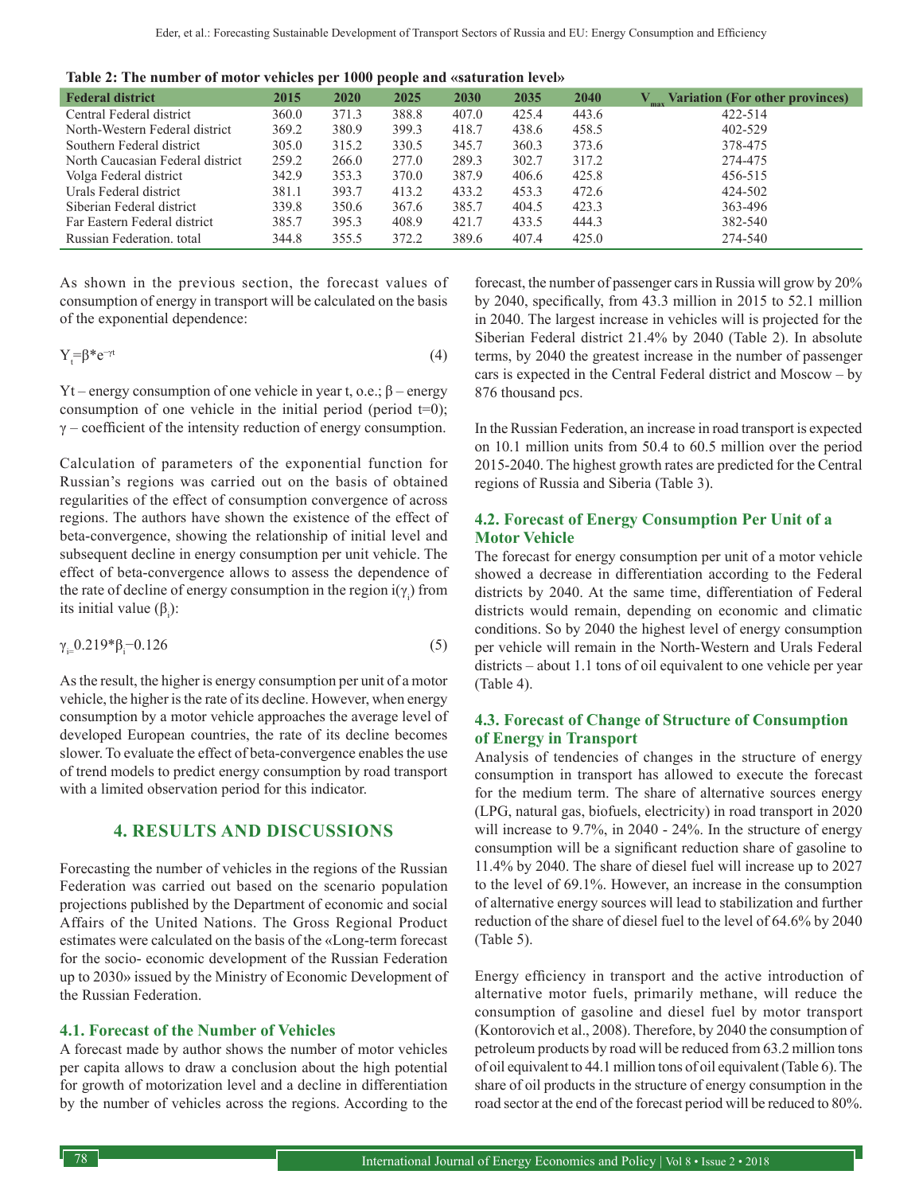**Table 2: The number of motor vehicles per 1000 people and «saturation level»**

| Federal district | 2015 | 2020 | 2025 | 2030 | 2035 | 2040 | $V_{max}$ Variation (For other provinces) |
|---|---|---|---|---|---|---|---|
| Central Federal district | 360.0 | 371.3 | 388.8 | 407.0 | 425.4 | 443.6 | 422-514 |
| North-Western Federal district | 369.2 | 380.9 | 399.3 | 418.7 | 438.6 | 458.5 | 402-529 |
| Southern Federal district | 305.0 | 315.2 | 330.5 | 345.7 | 360.3 | 373.6 | 378-475 |
| North Caucasian Federal district | 259.2 | 266.0 | 277.0 | 289.3 | 302.7 | 317.2 | 274-475 |
| Volga Federal district | 342.9 | 353.3 | 370.0 | 387.9 | 406.6 | 425.8 | 456-515 |
| Urals Federal district | 381.1 | 393.7 | 413.2 | 433.2 | 453.3 | 472.6 | 424-502 |
| Siberian Federal district | 339.8 | 350.6 | 367.6 | 385.7 | 404.5 | 423.3 | 363-496 |
| Far Eastern Federal district | 385.7 | 395.3 | 408.9 | 421.7 | 433.5 | 444.3 | 382-540 |
| Russian Federation. total | 344.8 | 355.5 | 372.2 | 389.6 | 407.4 | 425.0 | 274-540 |

As shown in the previous section, the forecast values of consumption of energy in transport will be calculated on the basis of the exponential dependence:

$$Y_t=\beta*e^{-\gamma t} \quad (4)$$

Yt – energy consumption of one vehicle in year t, o.e.; $\beta$ – energy consumption of one vehicle in the initial period (period t=0); $\gamma$ – coefficient of the intensity reduction of energy consumption.

Calculation of parameters of the exponential function for Russian's regions was carried out on the basis of obtained regularities of the effect of consumption convergence of across regions. The authors have shown the existence of the effect of beta-convergence, showing the relationship of initial level and subsequent decline in energy consumption per unit vehicle. The effect of beta-convergence allows to assess the dependence of the rate of decline of energy consumption in the region i($\gamma_i$) from its initial value ($\beta_i$):

$$\gamma_i=0.219*\beta_i-0.126 \quad (5)$$

As the result, the higher is energy consumption per unit of a motor vehicle, the higher is the rate of its decline. However, when energy consumption by a motor vehicle approaches the average level of developed European countries, the rate of its decline becomes slower. To evaluate the effect of beta-convergence enables the use of trend models to predict energy consumption by road transport with a limited observation period for this indicator.

## 4. RESULTS AND DISCUSSIONS

Forecasting the number of vehicles in the regions of the Russian Federation was carried out based on the scenario population projections published by the Department of economic and social Affairs of the United Nations. The Gross Regional Product estimates were calculated on the basis of the «Long-term forecast for the socio- economic development of the Russian Federation up to 2030» issued by the Ministry of Economic Development of the Russian Federation.

### 4.1. Forecast of the Number of Vehicles

A forecast made by author shows the number of motor vehicles per capita allows to draw a conclusion about the high potential for growth of motorization level and a decline in differentiation by the number of vehicles across the regions. According to the forecast, the number of passenger cars in Russia will grow by 20% by 2040, specifically, from 43.3 million in 2015 to 52.1 million in 2040. The largest increase in vehicles will is projected for the Siberian Federal district 21.4% by 2040 (Table 2). In absolute terms, by 2040 the greatest increase in the number of passenger cars is expected in the Central Federal district and Moscow – by 876 thousand pcs.

In the Russian Federation, an increase in road transport is expected on 10.1 million units from 50.4 to 60.5 million over the period 2015-2040. The highest growth rates are predicted for the Central regions of Russia and Siberia (Table 3).

### 4.2. Forecast of Energy Consumption Per Unit of a Motor Vehicle

The forecast for energy consumption per unit of a motor vehicle showed a decrease in differentiation according to the Federal districts by 2040. At the same time, differentiation of Federal districts would remain, depending on economic and climatic conditions. So by 2040 the highest level of energy consumption per vehicle will remain in the North-Western and Urals Federal districts – about 1.1 tons of oil equivalent to one vehicle per year (Table 4).

### 4.3. Forecast of Change of Structure of Consumption of Energy in Transport

Analysis of tendencies of changes in the structure of energy consumption in transport has allowed to execute the forecast for the medium term. The share of alternative sources energy (LPG, natural gas, biofuels, electricity) in road transport in 2020 will increase to 9.7%, in 2040 - 24%. In the structure of energy consumption will be a significant reduction share of gasoline to 11.4% by 2040. The share of diesel fuel will increase up to 2027 to the level of 69.1%. However, an increase in the consumption of alternative energy sources will lead to stabilization and further reduction of the share of diesel fuel to the level of 64.6% by 2040 (Table 5).

Energy efficiency in transport and the active introduction of alternative motor fuels, primarily methane, will reduce the consumption of gasoline and diesel fuel by motor transport (Kontorovich et al., 2008). Therefore, by 2040 the consumption of petroleum products by road will be reduced from 63.2 million tons of oil equivalent to 44.1 million tons of oil equivalent (Table 6). The share of oil products in the structure of energy consumption in the road sector at the end of the forecast period will be reduced to 80%.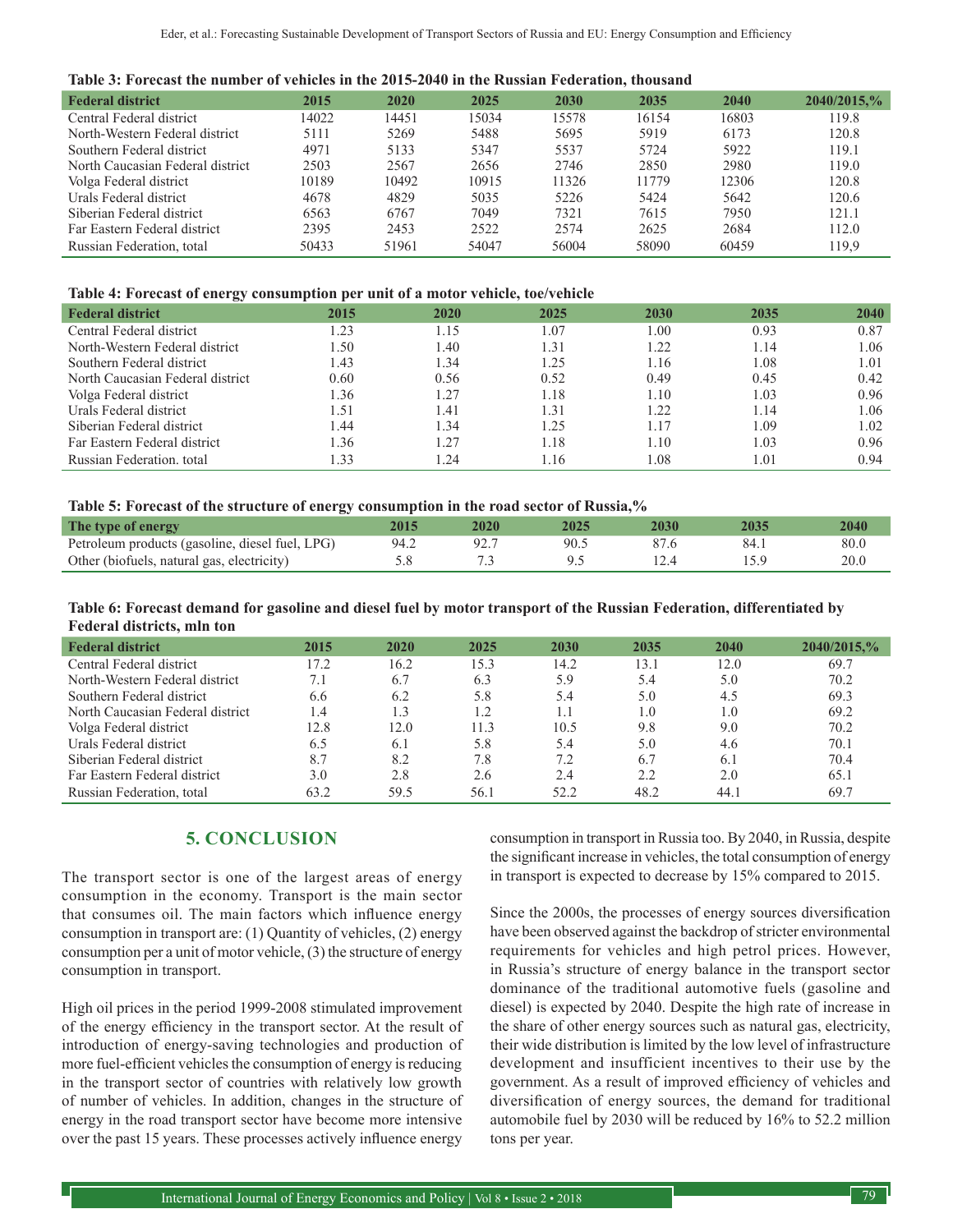**Table 3: Forecast the number of vehicles in the 2015-2040 in the Russian Federation, thousand**

| Federal district | 2015 | 2020 | 2025 | 2030 | 2035 | 2040 | 2040/2015,% |
|---|---|---|---|---|---|---|---|
| Central Federal district | 14022 | 14451 | 15034 | 15578 | 16154 | 16803 | 119.8 |
| North-Western Federal district | 5111 | 5269 | 5488 | 5695 | 5919 | 6173 | 120.8 |
| Southern Federal district | 4971 | 5133 | 5347 | 5537 | 5724 | 5922 | 119.1 |
| North Caucasian Federal district | 2503 | 2567 | 2656 | 2746 | 2850 | 2980 | 119.0 |
| Volga Federal district | 10189 | 10492 | 10915 | 11326 | 11779 | 12306 | 120.8 |
| Urals Federal district | 4678 | 4829 | 5035 | 5226 | 5424 | 5642 | 120.6 |
| Siberian Federal district | 6563 | 6767 | 7049 | 7321 | 7615 | 7950 | 121.1 |
| Far Eastern Federal district | 2395 | 2453 | 2522 | 2574 | 2625 | 2684 | 112.0 |
| Russian Federation, total | 50433 | 51961 | 54047 | 56004 | 58090 | 60459 | 119,9 |

**Table 4: Forecast of energy consumption per unit of a motor vehicle, toe/vehicle**

| Federal district | 2015 | 2020 | 2025 | 2030 | 2035 | 2040 |
|---|---|---|---|---|---|---|
| Central Federal district | 1.23 | 1.15 | 1.07 | 1.00 | 0.93 | 0.87 |
| North-Western Federal district | 1.50 | 1.40 | 1.31 | 1.22 | 1.14 | 1.06 |
| Southern Federal district | 1.43 | 1.34 | 1.25 | 1.16 | 1.08 | 1.01 |
| North Caucasian Federal district | 0.60 | 0.56 | 0.52 | 0.49 | 0.45 | 0.42 |
| Volga Federal district | 1.36 | 1.27 | 1.18 | 1.10 | 1.03 | 0.96 |
| Urals Federal district | 1.51 | 1.41 | 1.31 | 1.22 | 1.14 | 1.06 |
| Siberian Federal district | 1.44 | 1.34 | 1.25 | 1.17 | 1.09 | 1.02 |
| Far Eastern Federal district | 1.36 | 1.27 | 1.18 | 1.10 | 1.03 | 0.96 |
| Russian Federation. total | 1.33 | 1.24 | 1.16 | 1.08 | 1.01 | 0.94 |

**Table 5: Forecast of the structure of energy consumption in the road sector of Russia,%**

| The type of energy | 2015 | 2020 | 2025 | 2030 | 2035 | 2040 |
|---|---|---|---|---|---|---|
| Petroleum products (gasoline, diesel fuel, LPG) | 94.2 | 92.7 | 90.5 | 87.6 | 84.1 | 80.0 |
| Other (biofuels, natural gas, electricity) | 5.8 | 7.3 | 9.5 | 12.4 | 15.9 | 20.0 |

**Table 6: Forecast demand for gasoline and diesel fuel by motor transport of the Russian Federation, differentiated by Federal districts, mln ton**

| Federal district | 2015 | 2020 | 2025 | 2030 | 2035 | 2040 | 2040/2015,% |
|---|---|---|---|---|---|---|---|
| Central Federal district | 17.2 | 16.2 | 15.3 | 14.2 | 13.1 | 12.0 | 69.7 |
| North-Western Federal district | 7.1 | 6.7 | 6.3 | 5.9 | 5.4 | 5.0 | 70.2 |
| Southern Federal district | 6.6 | 6.2 | 5.8 | 5.4 | 5.0 | 4.5 | 69.3 |
| North Caucasian Federal district | 1.4 | 1.3 | 1.2 | 1.1 | 1.0 | 1.0 | 69.2 |
| Volga Federal district | 12.8 | 12.0 | 11.3 | 10.5 | 9.8 | 9.0 | 70.2 |
| Urals Federal district | 6.5 | 6.1 | 5.8 | 5.4 | 5.0 | 4.6 | 70.1 |
| Siberian Federal district | 8.7 | 8.2 | 7.8 | 7.2 | 6.7 | 6.1 | 70.4 |
| Far Eastern Federal district | 3.0 | 2.8 | 2.6 | 2.4 | 2.2 | 2.0 | 65.1 |
| Russian Federation, total | 63.2 | 59.5 | 56.1 | 52.2 | 48.2 | 44.1 | 69.7 |

## 5. CONCLUSION

The transport sector is one of the largest areas of energy consumption in the economy. Transport is the main sector that consumes oil. The main factors which influence energy consumption in transport are: (1) Quantity of vehicles, (2) energy consumption per a unit of motor vehicle, (3) the structure of energy consumption in transport.

High oil prices in the period 1999-2008 stimulated improvement of the energy efficiency in the transport sector. At the result of introduction of energy-saving technologies and production of more fuel-efficient vehicles the consumption of energy is reducing in the transport sector of countries with relatively low growth of number of vehicles. In addition, changes in the structure of energy in the road transport sector have become more intensive over the past 15 years. These processes actively influence energy consumption in transport in Russia too. By 2040, in Russia, despite the significant increase in vehicles, the total consumption of energy in transport is expected to decrease by 15% compared to 2015.

Since the 2000s, the processes of energy sources diversification have been observed against the backdrop of stricter environmental requirements for vehicles and high petrol prices. However, in Russia's structure of energy balance in the transport sector dominance of the traditional automotive fuels (gasoline and diesel) is expected by 2040. Despite the high rate of increase in the share of other energy sources such as natural gas, electricity, their wide distribution is limited by the low level of infrastructure development and insufficient incentives to their use by the government. As a result of improved efficiency of vehicles and diversification of energy sources, the demand for traditional automobile fuel by 2030 will be reduced by 16% to 52.2 million tons per year.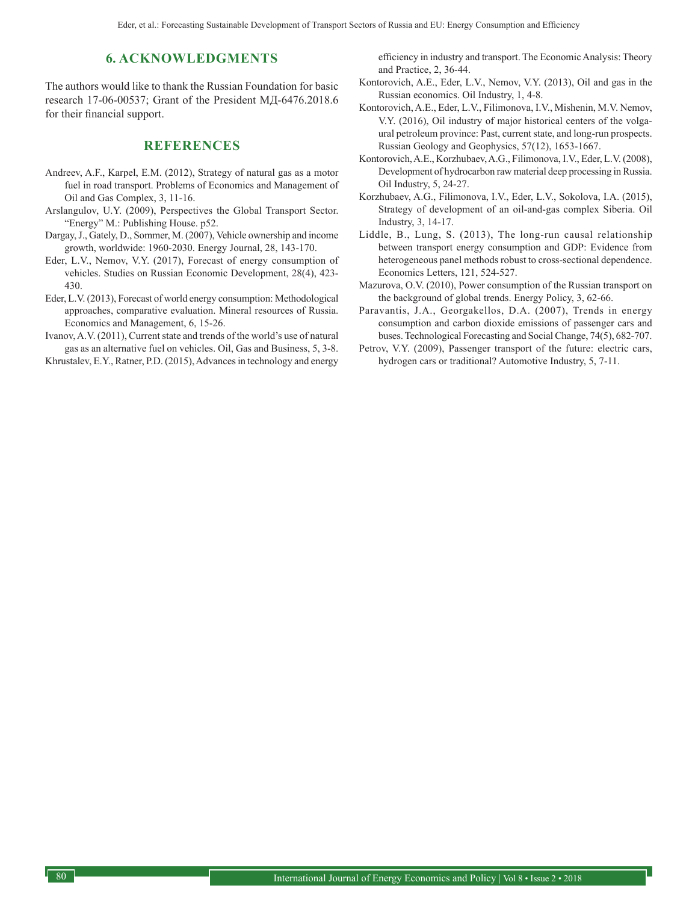## 6. ACKNOWLEDGMENTS

The authors would like to thank the Russian Foundation for basic research 17-06-00537; Grant of the President МД-6476.2018.6 for their financial support.

## REFERENCES

Andreev, A.F., Karpel, E.M. (2012), Strategy of natural gas as a motor fuel in road transport. Problems of Economics and Management of Oil and Gas Complex, 3, 11-16.

Arslangulov, U.Y. (2009), Perspectives the Global Transport Sector. "Energy" M.: Publishing House. p52.

Dargay, J., Gately, D., Sommer, M. (2007), Vehicle ownership and income growth, worldwide: 1960-2030. Energy Journal, 28, 143-170.

Eder, L.V., Nemov, V.Y. (2017), Forecast of energy consumption of vehicles. Studies on Russian Economic Development, 28(4), 423-430.

Eder, L.V. (2013), Forecast of world energy consumption: Methodological approaches, comparative evaluation. Mineral resources of Russia. Economics and Management, 6, 15-26.

Ivanov, A.V. (2011), Current state and trends of the world's use of natural gas as an alternative fuel on vehicles. Oil, Gas and Business, 5, 3-8.

Khrustalev, E.Y., Ratner, P.D. (2015), Advances in technology and energy efficiency in industry and transport. The Economic Analysis: Theory and Practice, 2, 36-44.

Kontorovich, A.E., Eder, L.V., Nemov, V.Y. (2013), Oil and gas in the Russian economics. Oil Industry, 1, 4-8.

Kontorovich, A.E., Eder, L.V., Filimonova, I.V., Mishenin, M.V. Nemov, V.Y. (2016), Oil industry of major historical centers of the volga-ural petroleum province: Past, current state, and long-run prospects. Russian Geology and Geophysics, 57(12), 1653-1667.

Kontorovich, A.E., Korzhubaev, A.G., Filimonova, I.V., Eder, L.V. (2008), Development of hydrocarbon raw material deep processing in Russia. Oil Industry, 5, 24-27.

Korzhubaev, A.G., Filimonova, I.V., Eder, L.V., Sokolova, I.A. (2015), Strategy of development of an oil-and-gas complex Siberia. Oil Industry, 3, 14-17.

Liddle, B., Lung, S. (2013), The long-run causal relationship between transport energy consumption and GDP: Evidence from heterogeneous panel methods robust to cross-sectional dependence. Economics Letters, 121, 524-527.

Mazurova, O.V. (2010), Power consumption of the Russian transport on the background of global trends. Energy Policy, 3, 62-66.

Paravantis, J.A., Georgakellos, D.A. (2007), Trends in energy consumption and carbon dioxide emissions of passenger cars and buses. Technological Forecasting and Social Change, 74(5), 682-707.

Petrov, V.Y. (2009), Passenger transport of the future: electric cars, hydrogen cars or traditional? Automotive Industry, 5, 7-11.